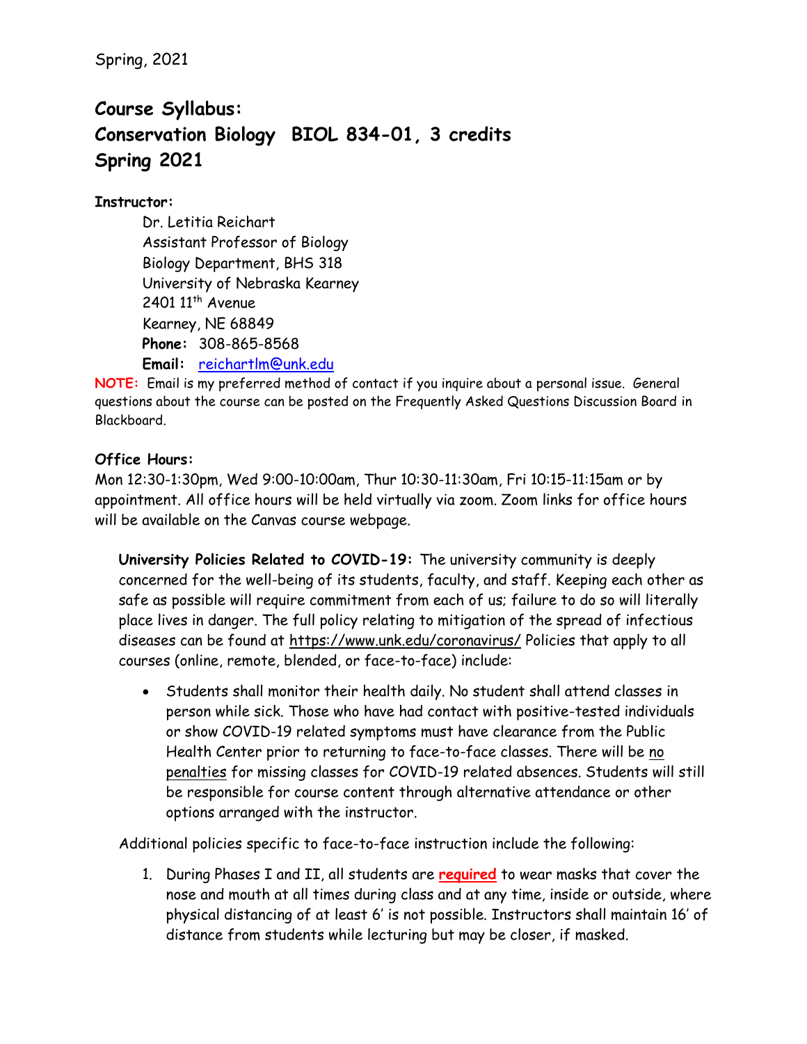Spring, 2021

# Course Syllabus:
# Conservation Biology BIOL 834-01, 3 credits
# Spring 2021

**Instructor:**

Dr. Letitia Reichart
Assistant Professor of Biology
Biology Department, BHS 318
University of Nebraska Kearney
2401 11th Avenue
Kearney, NE 68849
**Phone:** 308-865-8568
**Email:** reichartlm@unk.edu

**NOTE:** Email is my preferred method of contact if you inquire about a personal issue. General questions about the course can be posted on the Frequently Asked Questions Discussion Board in Blackboard.

**Office Hours:**

Mon 12:30-1:30pm, Wed 9:00-10:00am, Thur 10:30-11:30am, Fri 10:15-11:15am or by appointment. All office hours will be held virtually via zoom. Zoom links for office hours will be available on the Canvas course webpage.

**University Policies Related to COVID-19:** The university community is deeply concerned for the well-being of its students, faculty, and staff. Keeping each other as safe as possible will require commitment from each of us; failure to do so will literally place lives in danger. The full policy relating to mitigation of the spread of infectious diseases can be found at https://www.unk.edu/coronavirus/ Policies that apply to all courses (online, remote, blended, or face-to-face) include:

- Students shall monitor their health daily. No student shall attend classes in person while sick. Those who have had contact with positive-tested individuals or show COVID-19 related symptoms must have clearance from the Public Health Center prior to returning to face-to-face classes. There will be no penalties for missing classes for COVID-19 related absences. Students will still be responsible for course content through alternative attendance or other options arranged with the instructor.

Additional policies specific to face-to-face instruction include the following:

1. During Phases I and II, all students are **required** to wear masks that cover the nose and mouth at all times during class and at any time, inside or outside, where physical distancing of at least 6' is not possible. Instructors shall maintain 16' of distance from students while lecturing but may be closer, if masked.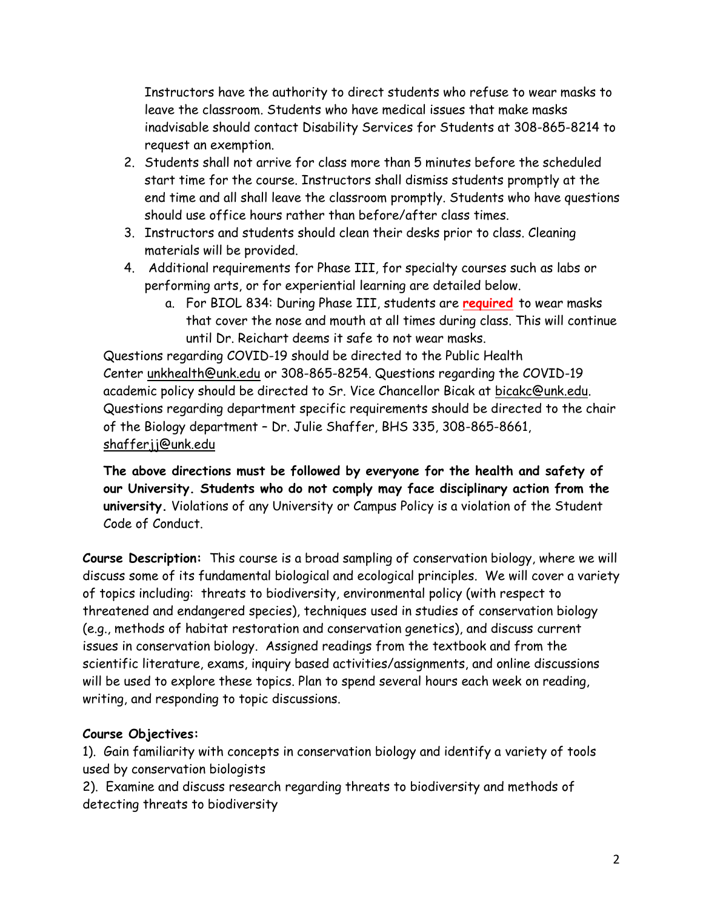Instructors have the authority to direct students who refuse to wear masks to leave the classroom. Students who have medical issues that make masks inadvisable should contact Disability Services for Students at 308-865-8214 to request an exemption.

2. Students shall not arrive for class more than 5 minutes before the scheduled start time for the course. Instructors shall dismiss students promptly at the end time and all shall leave the classroom promptly. Students who have questions should use office hours rather than before/after class times.
3. Instructors and students should clean their desks prior to class. Cleaning materials will be provided.
4. Additional requirements for Phase III, for specialty courses such as labs or performing arts, or for experiential learning are detailed below.
   a. For BIOL 834: During Phase III, students are **required** to wear masks that cover the nose and mouth at all times during class. This will continue until Dr. Reichart deems it safe to not wear masks.

Questions regarding COVID-19 should be directed to the Public Health Center unkhealth@unk.edu or 308-865-8254. Questions regarding the COVID-19 academic policy should be directed to Sr. Vice Chancellor Bicak at bicakc@unk.edu. Questions regarding department specific requirements should be directed to the chair of the Biology department – Dr. Julie Shaffer, BHS 335, 308-865-8661, shafferjj@unk.edu

**The above directions must be followed by everyone for the health and safety of our University. Students who do not comply may face disciplinary action from the university.** Violations of any University or Campus Policy is a violation of the Student Code of Conduct.

**Course Description:** This course is a broad sampling of conservation biology, where we will discuss some of its fundamental biological and ecological principles. We will cover a variety of topics including: threats to biodiversity, environmental policy (with respect to threatened and endangered species), techniques used in studies of conservation biology (e.g., methods of habitat restoration and conservation genetics), and discuss current issues in conservation biology. Assigned readings from the textbook and from the scientific literature, exams, inquiry based activities/assignments, and online discussions will be used to explore these topics. Plan to spend several hours each week on reading, writing, and responding to topic discussions.

**Course Objectives:**

1). Gain familiarity with concepts in conservation biology and identify a variety of tools used by conservation biologists

2). Examine and discuss research regarding threats to biodiversity and methods of detecting threats to biodiversity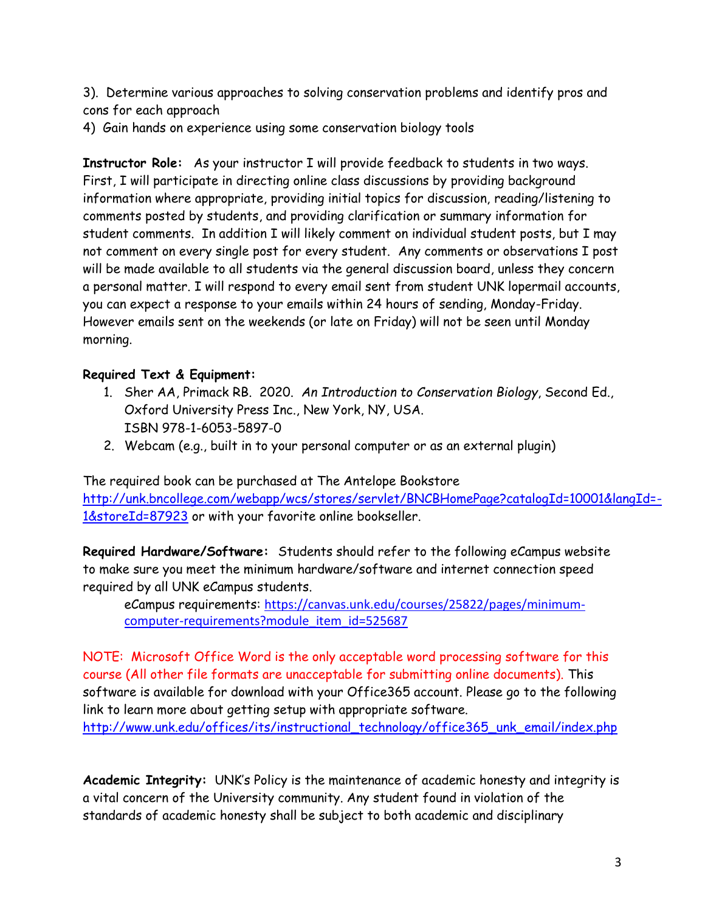3). Determine various approaches to solving conservation problems and identify pros and cons for each approach
4) Gain hands on experience using some conservation biology tools

**Instructor Role:** As your instructor I will provide feedback to students in two ways. First, I will participate in directing online class discussions by providing background information where appropriate, providing initial topics for discussion, reading/listening to comments posted by students, and providing clarification or summary information for student comments. In addition I will likely comment on individual student posts, but I may not comment on every single post for every student. Any comments or observations I post will be made available to all students via the general discussion board, unless they concern a personal matter. I will respond to every email sent from student UNK lopermail accounts, you can expect a response to your emails within 24 hours of sending, Monday-Friday. However emails sent on the weekends (or late on Friday) will not be seen until Monday morning.

**Required Text & Equipment:**

1. Sher AA, Primack RB. 2020. *An Introduction to Conservation Biology*, Second Ed., Oxford University Press Inc., New York, NY, USA.
   ISBN 978-1-6053-5897-0
2. Webcam (e.g., built in to your personal computer or as an external plugin)

The required book can be purchased at The Antelope Bookstore http://unk.bncollege.com/webapp/wcs/stores/servlet/BNCBHomePage?catalogId=10001&langId=-1&storeId=87923 or with your favorite online bookseller.

**Required Hardware/Software:** Students should refer to the following eCampus website to make sure you meet the minimum hardware/software and internet connection speed required by all UNK eCampus students.

eCampus requirements: https://canvas.unk.edu/courses/25822/pages/minimum-computer-requirements?module_item_id=525687

NOTE: Microsoft Office Word is the only acceptable word processing software for this course (All other file formats are unacceptable for submitting online documents). This software is available for download with your Office365 account. Please go to the following link to learn more about getting setup with appropriate software.
http://www.unk.edu/offices/its/instructional_technology/office365_unk_email/index.php

**Academic Integrity:** UNK's Policy is the maintenance of academic honesty and integrity is a vital concern of the University community. Any student found in violation of the standards of academic honesty shall be subject to both academic and disciplinary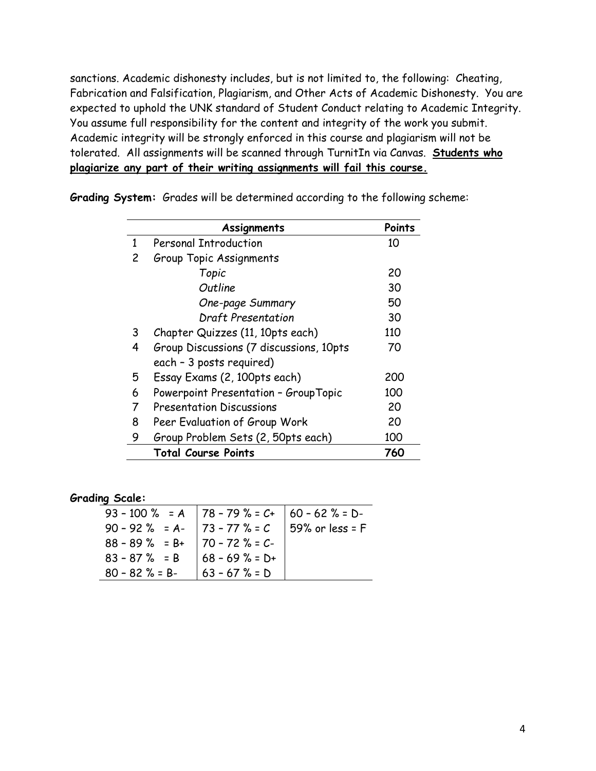sanctions. Academic dishonesty includes, but is not limited to, the following: Cheating, Fabrication and Falsification, Plagiarism, and Other Acts of Academic Dishonesty. You are expected to uphold the UNK standard of Student Conduct relating to Academic Integrity. You assume full responsibility for the content and integrity of the work you submit. Academic integrity will be strongly enforced in this course and plagiarism will not be tolerated. All assignments will be scanned through TurnitIn via Canvas. **Students who plagiarize any part of their writing assignments will fail this course.**

**Grading System:** Grades will be determined according to the following scheme:

| | Assignments | Points |
|---|---|---|
| 1 | Personal Introduction | 10 |
| 2 | Group Topic Assignments | |
| | *Topic* | 20 |
| | *Outline* | 30 |
| | *One-page Summary* | 50 |
| | *Draft Presentation* | 30 |
| 3 | Chapter Quizzes (11, 10pts each) | 110 |
| 4 | Group Discussions (7 discussions, 10pts each – 3 posts required) | 70 |
| 5 | Essay Exams (2, 100pts each) | 200 |
| 6 | Powerpoint Presentation – GroupTopic | 100 |
| 7 | Presentation Discussions | 20 |
| 8 | Peer Evaluation of Group Work | 20 |
| 9 | Group Problem Sets (2, 50pts each) | 100 |
| | **Total Course Points** | **760** |

**Grading Scale:**

| | | |
|---|---|---|
| 93 – 100 % = A | 78 – 79 % = C+ | 60 – 62 % = D- |
| 90 – 92 % = A- | 73 – 77 % = C | 59% or less = F |
| 88 – 89 % = B+ | 70 – 72 % = C- | |
| 83 – 87 % = B | 68 – 69 % = D+ | |
| 80 – 82 % = B- | 63 – 67 % = D | |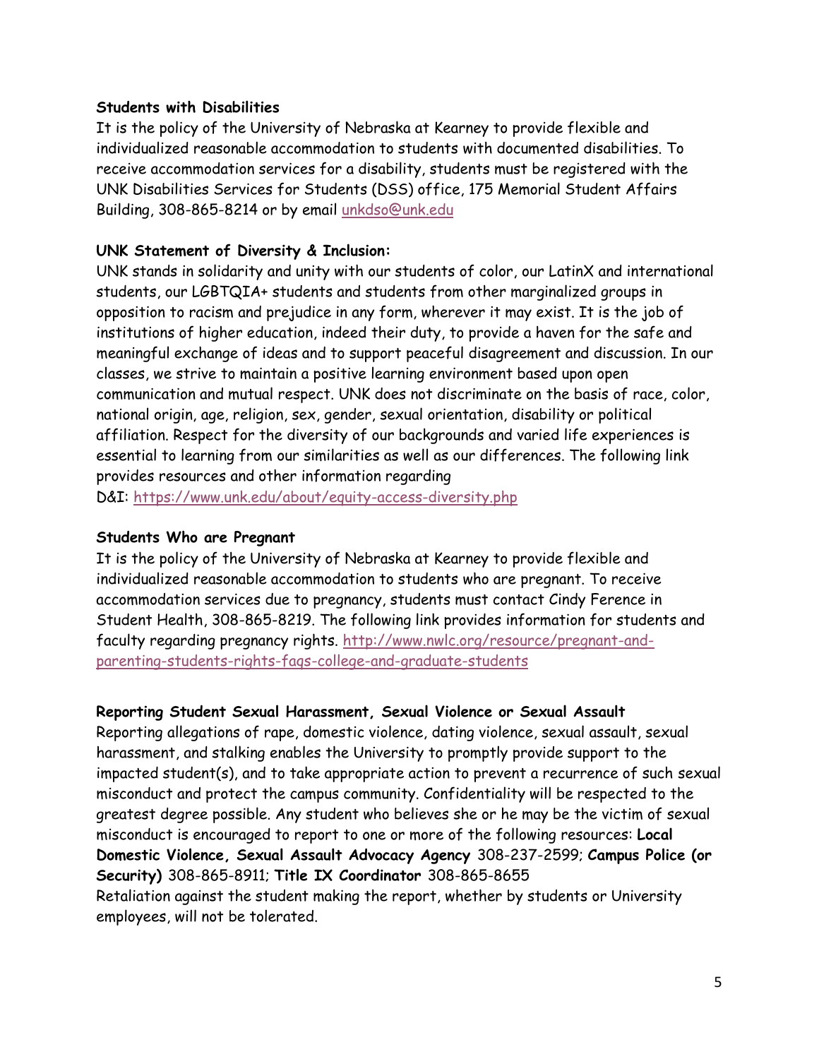**Students with Disabilities**

It is the policy of the University of Nebraska at Kearney to provide flexible and individualized reasonable accommodation to students with documented disabilities. To receive accommodation services for a disability, students must be registered with the UNK Disabilities Services for Students (DSS) office, 175 Memorial Student Affairs Building, 308-865-8214 or by email unkdso@unk.edu

**UNK Statement of Diversity & Inclusion:**

UNK stands in solidarity and unity with our students of color, our LatinX and international students, our LGBTQIA+ students and students from other marginalized groups in opposition to racism and prejudice in any form, wherever it may exist. It is the job of institutions of higher education, indeed their duty, to provide a haven for the safe and meaningful exchange of ideas and to support peaceful disagreement and discussion. In our classes, we strive to maintain a positive learning environment based upon open communication and mutual respect. UNK does not discriminate on the basis of race, color, national origin, age, religion, sex, gender, sexual orientation, disability or political affiliation. Respect for the diversity of our backgrounds and varied life experiences is essential to learning from our similarities as well as our differences. The following link provides resources and other information regarding D&I: https://www.unk.edu/about/equity-access-diversity.php

**Students Who are Pregnant**

It is the policy of the University of Nebraska at Kearney to provide flexible and individualized reasonable accommodation to students who are pregnant. To receive accommodation services due to pregnancy, students must contact Cindy Ference in Student Health, 308-865-8219. The following link provides information for students and faculty regarding pregnancy rights. http://www.nwlc.org/resource/pregnant-and-parenting-students-rights-faqs-college-and-graduate-students

**Reporting Student Sexual Harassment, Sexual Violence or Sexual Assault**

Reporting allegations of rape, domestic violence, dating violence, sexual assault, sexual harassment, and stalking enables the University to promptly provide support to the impacted student(s), and to take appropriate action to prevent a recurrence of such sexual misconduct and protect the campus community. Confidentiality will be respected to the greatest degree possible. Any student who believes she or he may be the victim of sexual misconduct is encouraged to report to one or more of the following resources: **Local Domestic Violence, Sexual Assault Advocacy Agency** 308-237-2599; **Campus Police (or Security)** 308-865-8911; **Title IX Coordinator** 308-865-8655

Retaliation against the student making the report, whether by students or University employees, will not be tolerated.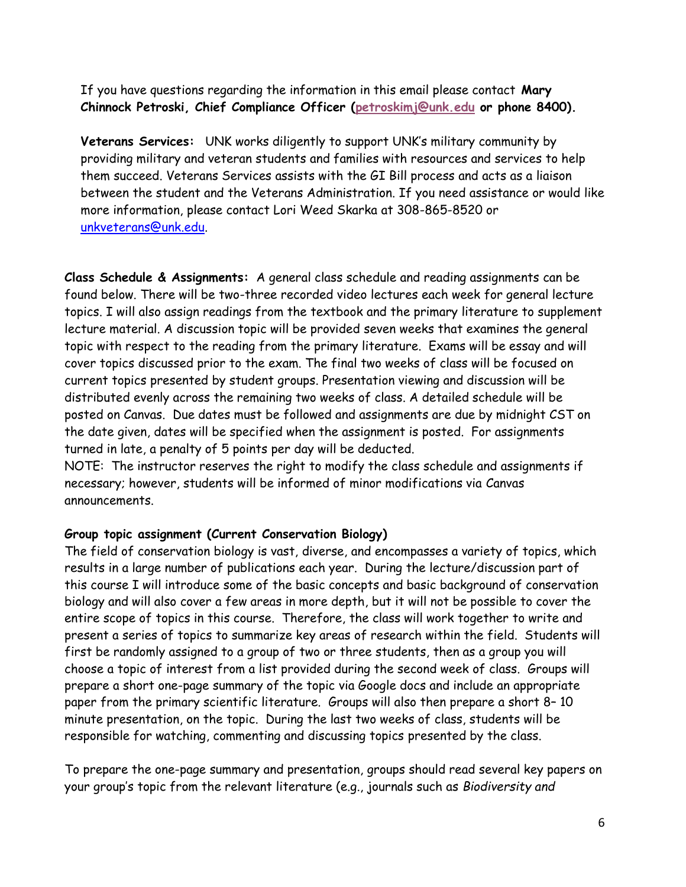If you have questions regarding the information in this email please contact **Mary Chinnock Petroski, Chief Compliance Officer (petroskimj@unk.edu or phone 8400).**

**Veterans Services:** UNK works diligently to support UNK's military community by providing military and veteran students and families with resources and services to help them succeed. Veterans Services assists with the GI Bill process and acts as a liaison between the student and the Veterans Administration. If you need assistance or would like more information, please contact Lori Weed Skarka at 308-865-8520 or unkveterans@unk.edu.

**Class Schedule & Assignments:** A general class schedule and reading assignments can be found below. There will be two-three recorded video lectures each week for general lecture topics. I will also assign readings from the textbook and the primary literature to supplement lecture material. A discussion topic will be provided seven weeks that examines the general topic with respect to the reading from the primary literature. Exams will be essay and will cover topics discussed prior to the exam. The final two weeks of class will be focused on current topics presented by student groups. Presentation viewing and discussion will be distributed evenly across the remaining two weeks of class. A detailed schedule will be posted on Canvas. Due dates must be followed and assignments are due by midnight CST on the date given, dates will be specified when the assignment is posted. For assignments turned in late, a penalty of 5 points per day will be deducted.
NOTE: The instructor reserves the right to modify the class schedule and assignments if necessary; however, students will be informed of minor modifications via Canvas announcements.

**Group topic assignment (Current Conservation Biology)**
The field of conservation biology is vast, diverse, and encompasses a variety of topics, which results in a large number of publications each year. During the lecture/discussion part of this course I will introduce some of the basic concepts and basic background of conservation biology and will also cover a few areas in more depth, but it will not be possible to cover the entire scope of topics in this course. Therefore, the class will work together to write and present a series of topics to summarize key areas of research within the field. Students will first be randomly assigned to a group of two or three students, then as a group you will choose a topic of interest from a list provided during the second week of class. Groups will prepare a short one-page summary of the topic via Google docs and include an appropriate paper from the primary scientific literature. Groups will also then prepare a short 8– 10 minute presentation, on the topic. During the last two weeks of class, students will be responsible for watching, commenting and discussing topics presented by the class.

To prepare the one-page summary and presentation, groups should read several key papers on your group's topic from the relevant literature (e.g., journals such as *Biodiversity and*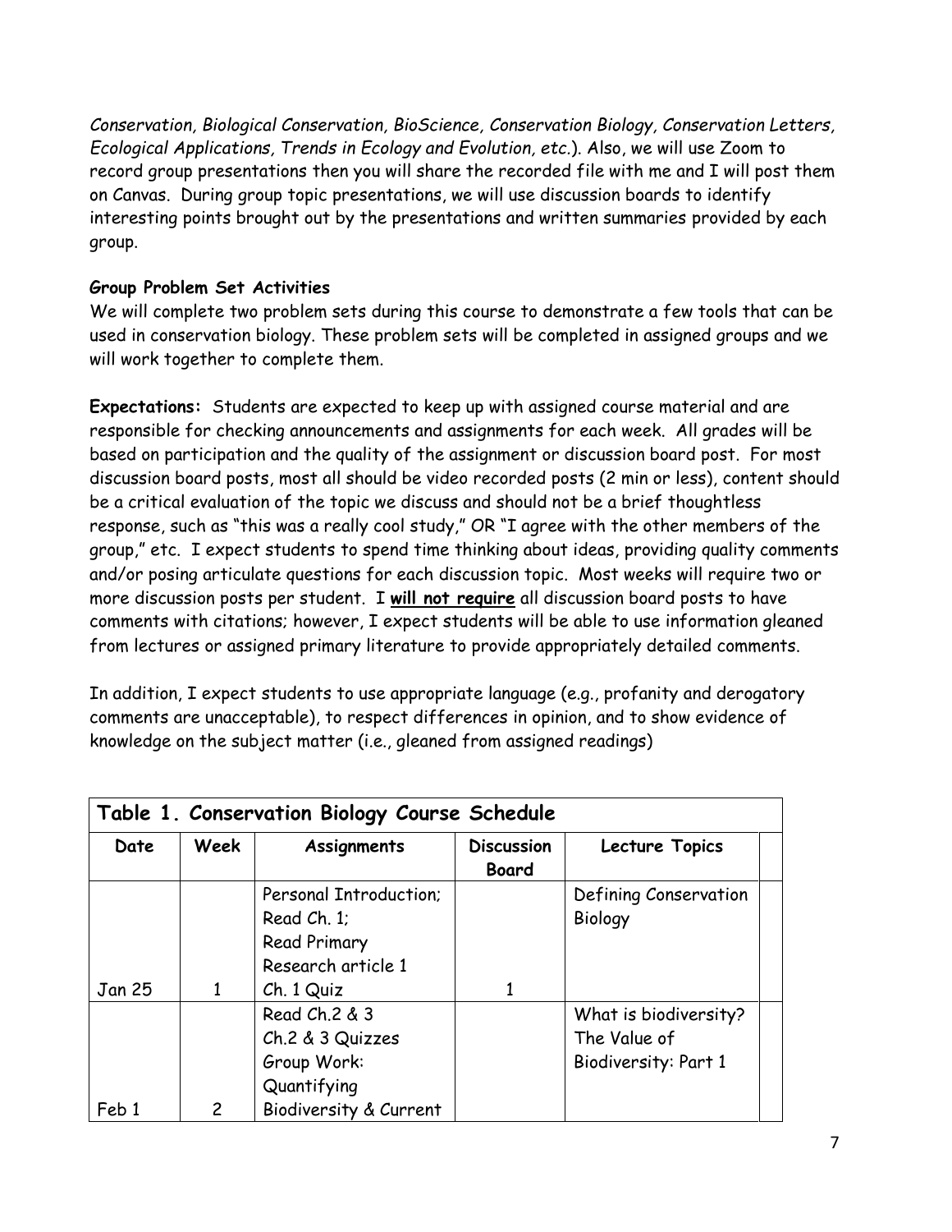*Conservation, Biological Conservation, BioScience, Conservation Biology, Conservation Letters, Ecological Applications, Trends in Ecology and Evolution, etc.*). Also, we will use Zoom to record group presentations then you will share the recorded file with me and I will post them on Canvas. During group topic presentations, we will use discussion boards to identify interesting points brought out by the presentations and written summaries provided by each group.

**Group Problem Set Activities**

We will complete two problem sets during this course to demonstrate a few tools that can be used in conservation biology. These problem sets will be completed in assigned groups and we will work together to complete them.

**Expectations:** Students are expected to keep up with assigned course material and are responsible for checking announcements and assignments for each week. All grades will be based on participation and the quality of the assignment or discussion board post. For most discussion board posts, most all should be video recorded posts (2 min or less), content should be a critical evaluation of the topic we discuss and should not be a brief thoughtless response, such as "this was a really cool study," OR "I agree with the other members of the group," etc. I expect students to spend time thinking about ideas, providing quality comments and/or posing articulate questions for each discussion topic. Most weeks will require two or more discussion posts per student. I <u>***will not require***</u> all discussion board posts to have comments with citations; however, I expect students will be able to use information gleaned from lectures or assigned primary literature to provide appropriately detailed comments.

In addition, I expect students to use appropriate language (e.g., profanity and derogatory comments are unacceptable), to respect differences in opinion, and to show evidence of knowledge on the subject matter (i.e., gleaned from assigned readings)

**Table 1. Conservation Biology Course Schedule**

| Date | Week | Assignments | Discussion Board | Lecture Topics | |
|---|---|---|---|---|---|
| Jan 25 | 1 | Personal Introduction; Read Ch. 1; Read Primary Research article 1 Ch. 1 Quiz | 1 | Defining Conservation Biology | |
| Feb 1 | 2 | Read Ch.2 & 3 Ch.2 & 3 Quizzes Group Work: Quantifying Biodiversity & Current | | What is biodiversity? The Value of Biodiversity: Part 1 | |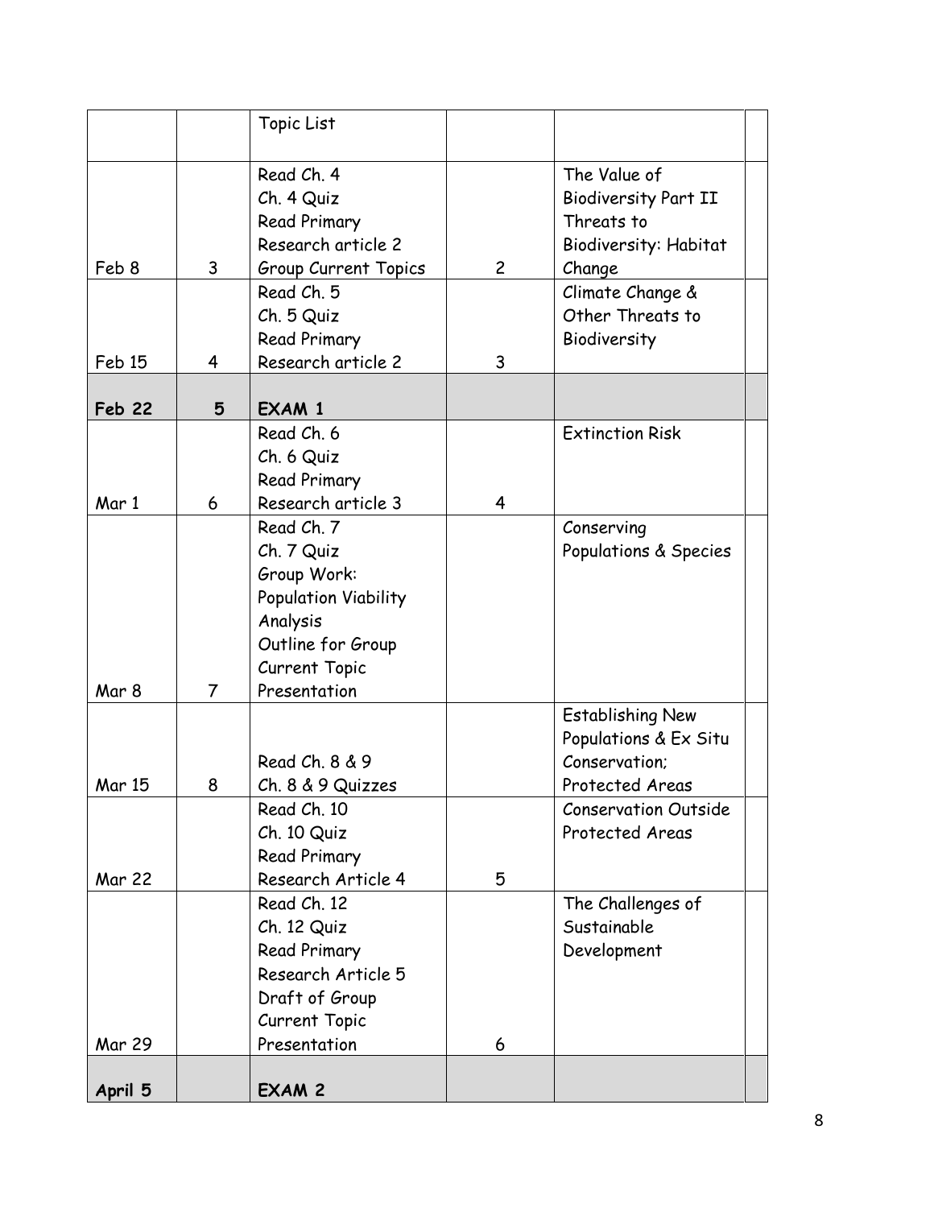| | | | | | |
|---|---|---|---|---|---|
| | | Topic List | | | |
| Feb 8 | 3 | Read Ch. 4<br>Ch. 4 Quiz<br>Read Primary Research article 2<br>Group Current Topics | 2 | The Value of Biodiversity Part II<br>Threats to Biodiversity: Habitat Change | |
| Feb 15 | 4 | Read Ch. 5<br>Ch. 5 Quiz<br>Read Primary Research article 2 | 3 | Climate Change & Other Threats to Biodiversity | |
| **Feb 22** | **5** | **EXAM 1** | | | |
| Mar 1 | 6 | Read Ch. 6<br>Ch. 6 Quiz<br>Read Primary Research article 3 | 4 | Extinction Risk | |
| Mar 8 | 7 | Read Ch. 7<br>Ch. 7 Quiz<br>Group Work: Population Viability Analysis<br>Outline for Group Current Topic Presentation | | Conserving Populations & Species | |
| Mar 15 | 8 | Read Ch. 8 & 9<br>Ch. 8 & 9 Quizzes | | Establishing New Populations & Ex Situ Conservation;<br>Protected Areas | |
| Mar 22 | | Read Ch. 10<br>Ch. 10 Quiz<br>Read Primary Research Article 4 | 5 | Conservation Outside Protected Areas | |
| Mar 29 | | Read Ch. 12<br>Ch. 12 Quiz<br>Read Primary Research Article 5<br>Draft of Group Current Topic Presentation | 6 | The Challenges of Sustainable Development | |
| **April 5** | | **EXAM 2** | | | |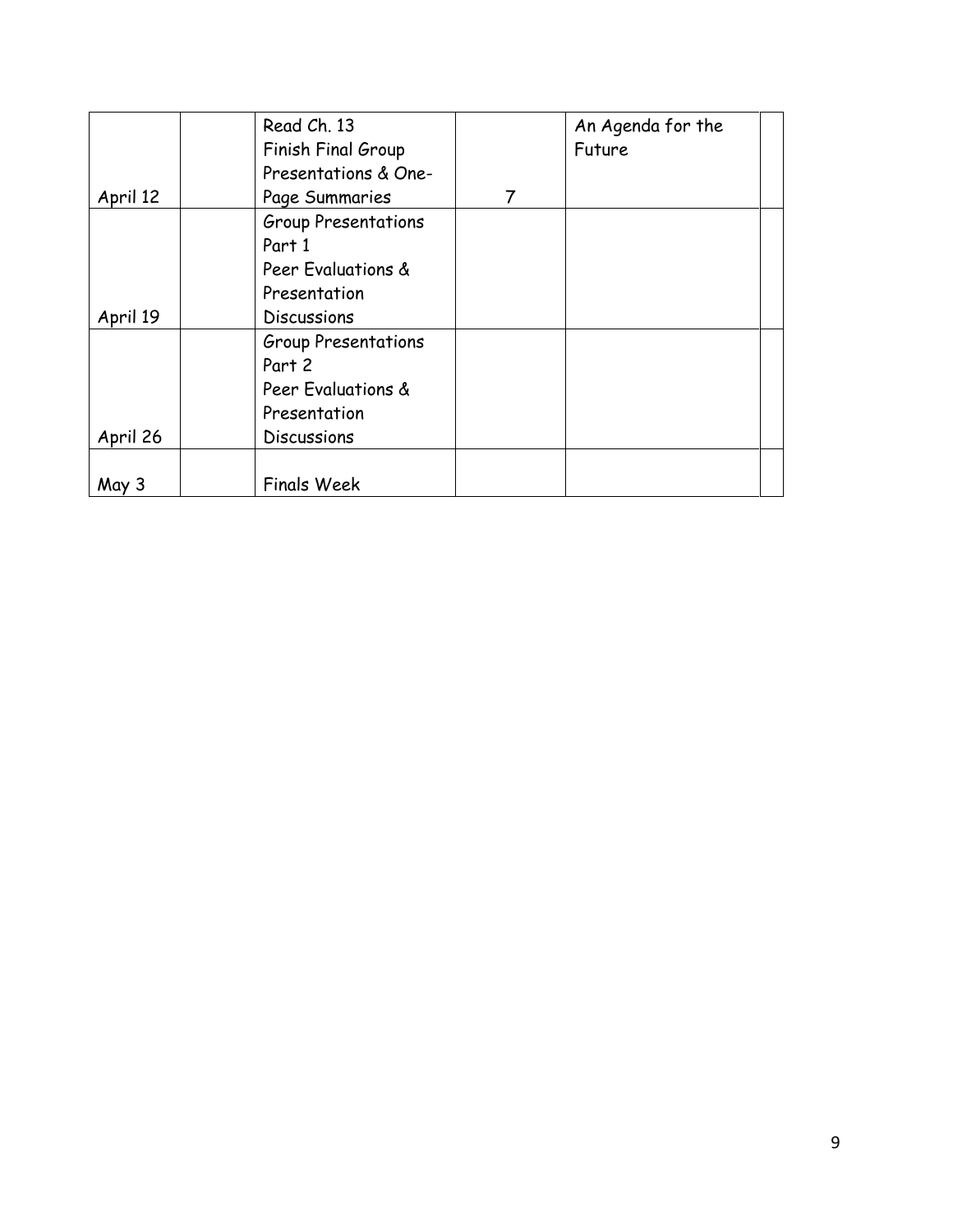| | | | | | |
|---|---|---|---|---|---|
| April 12 | | Read Ch. 13 Finish Final Group Presentations & One-Page Summaries | 7 | An Agenda for the Future | |
| April 19 | | Group Presentations Part 1 Peer Evaluations & Presentation Discussions | | | |
| April 26 | | Group Presentations Part 2 Peer Evaluations & Presentation Discussions | | | |
| May 3 | | Finals Week | | | |